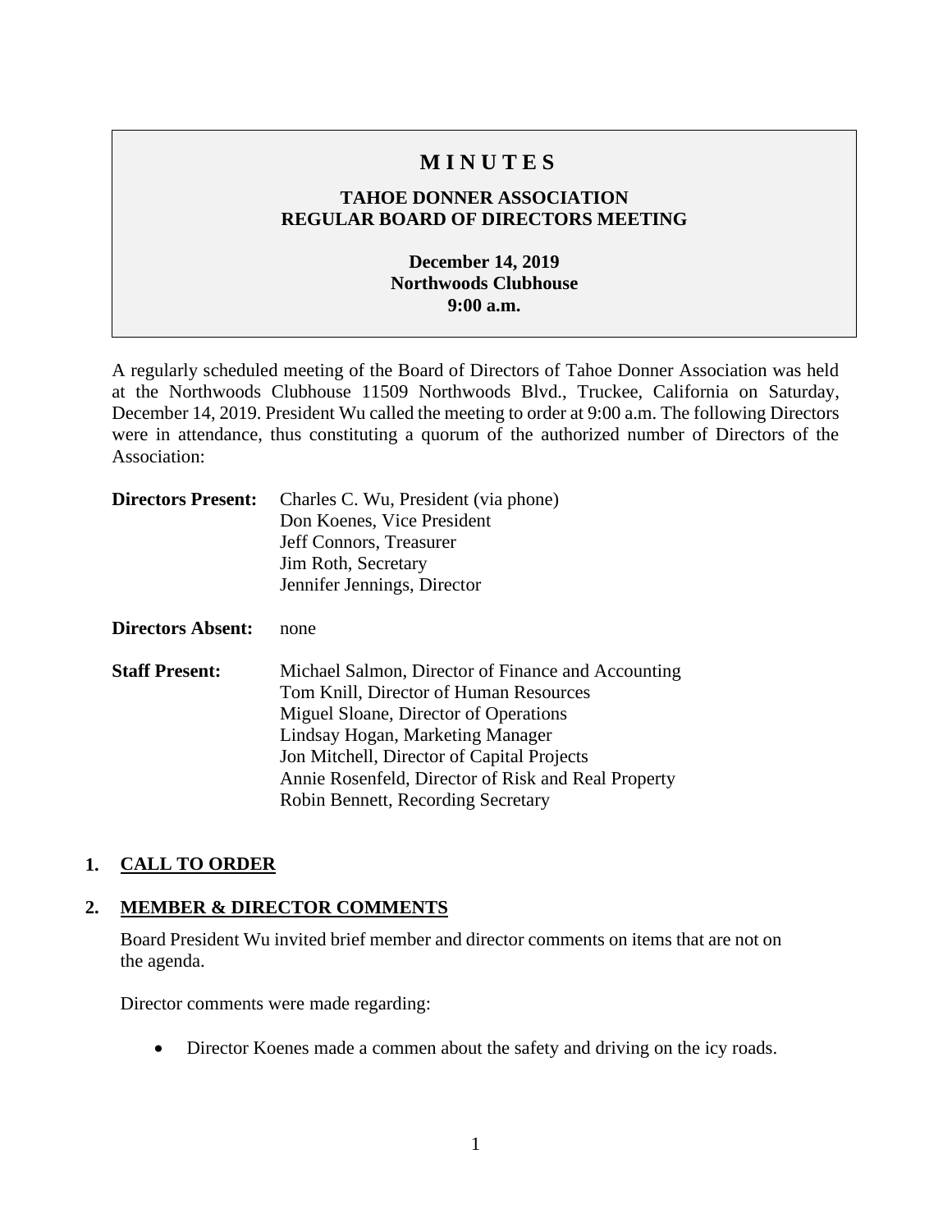# MINUTES

## TAHOE DONNER ASSOCIATION
## REGULAR BOARD OF DIRECTORS MEETING

**December 14, 2019**
**Northwoods Clubhouse**
**9:00 a.m.**

A regularly scheduled meeting of the Board of Directors of Tahoe Donner Association was held at the Northwoods Clubhouse 11509 Northwoods Blvd., Truckee, California on Saturday, December 14, 2019. President Wu called the meeting to order at 9:00 a.m. The following Directors were in attendance, thus constituting a quorum of the authorized number of Directors of the Association:

**Directors Present:** Charles C. Wu, President (via phone)
Don Koenes, Vice President
Jeff Connors, Treasurer
Jim Roth, Secretary
Jennifer Jennings, Director

**Directors Absent:** none

**Staff Present:** Michael Salmon, Director of Finance and Accounting
Tom Knill, Director of Human Resources
Miguel Sloane, Director of Operations
Lindsay Hogan, Marketing Manager
Jon Mitchell, Director of Capital Projects
Annie Rosenfeld, Director of Risk and Real Property
Robin Bennett, Recording Secretary

## 1. CALL TO ORDER

## 2. MEMBER & DIRECTOR COMMENTS

Board President Wu invited brief member and director comments on items that are not on the agenda.

Director comments were made regarding:

- Director Koenes made a commen about the safety and driving on the icy roads.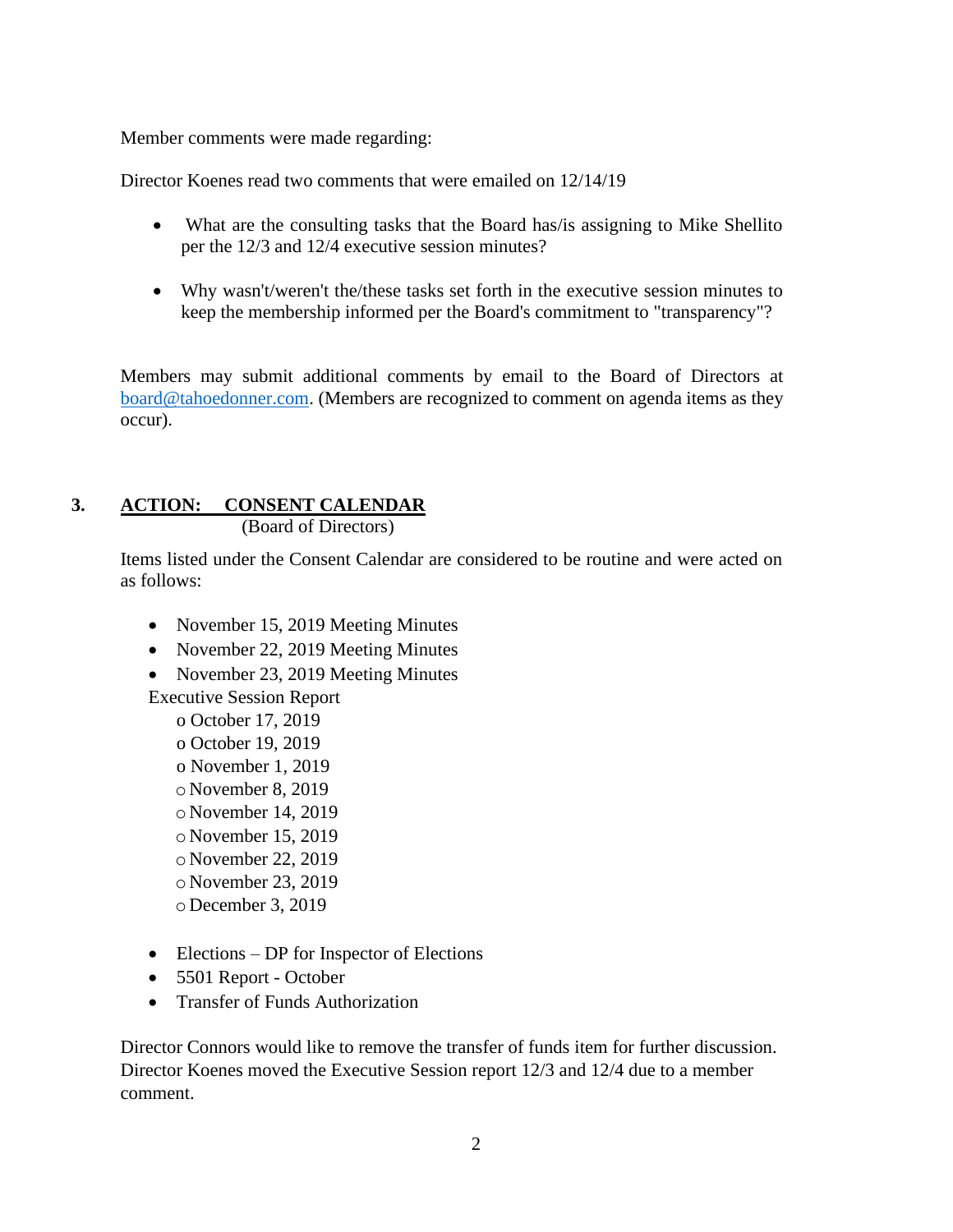Member comments were made regarding:

Director Koenes read two comments that were emailed on 12/14/19

- What are the consulting tasks that the Board has/is assigning to Mike Shellito per the 12/3 and 12/4 executive session minutes?
- Why wasn't/weren't the/these tasks set forth in the executive session minutes to keep the membership informed per the Board's commitment to "transparency"?

Members may submit additional comments by email to the Board of Directors at board@tahoedonner.com. (Members are recognized to comment on agenda items as they occur).

## 3. ACTION: CONSENT CALENDAR

(Board of Directors)

Items listed under the Consent Calendar are considered to be routine and were acted on as follows:

- November 15, 2019 Meeting Minutes
- November 22, 2019 Meeting Minutes
- November 23, 2019 Meeting Minutes

Executive Session Report
- o October 17, 2019
- o October 19, 2019
- o November 1, 2019
- o November 8, 2019
- o November 14, 2019
- o November 15, 2019
- o November 22, 2019
- o November 23, 2019
- o December 3, 2019

- Elections – DP for Inspector of Elections
- 5501 Report - October
- Transfer of Funds Authorization

Director Connors would like to remove the transfer of funds item for further discussion. Director Koenes moved the Executive Session report 12/3 and 12/4 due to a member comment.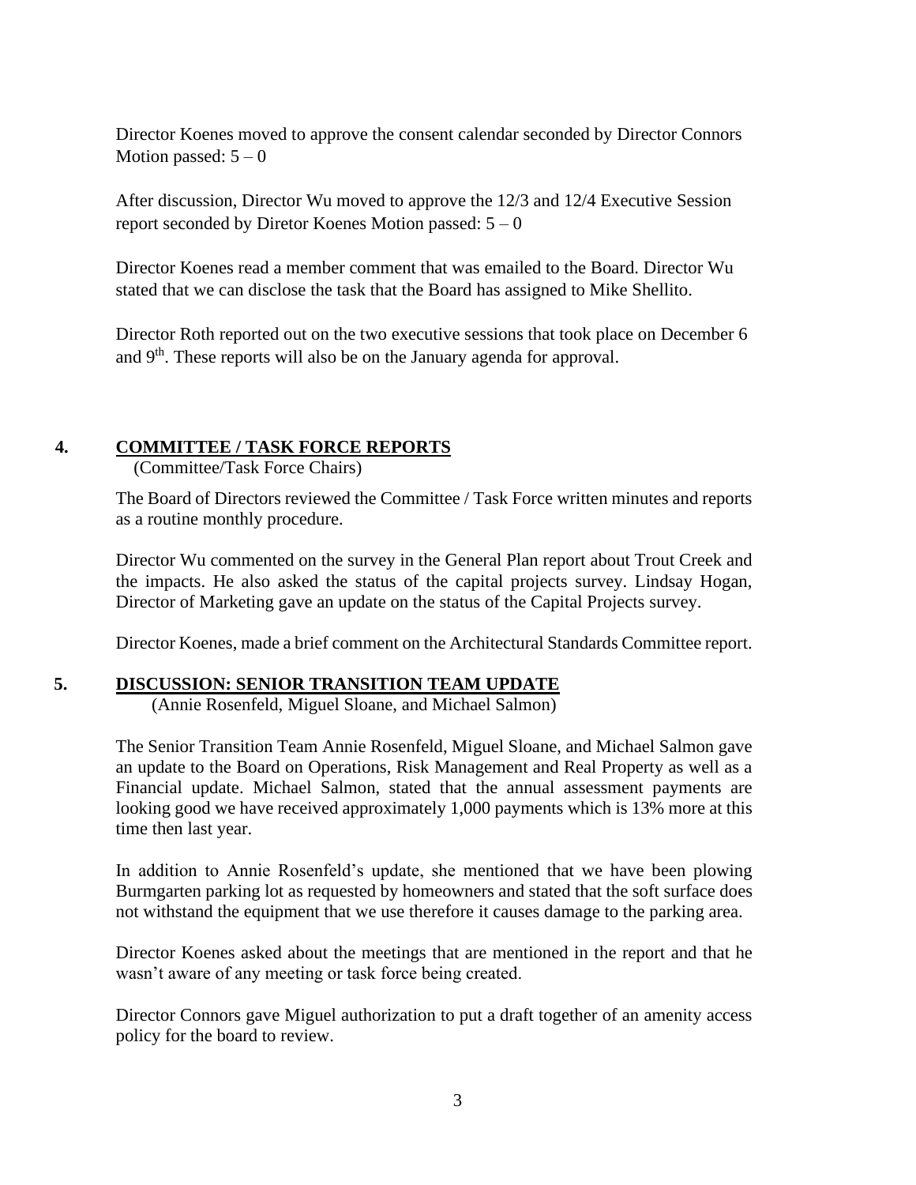Director Koenes moved to approve the consent calendar seconded by Director Connors Motion passed: 5 – 0

After discussion, Director Wu moved to approve the 12/3 and 12/4 Executive Session report seconded by Diretor Koenes Motion passed: 5 – 0

Director Koenes read a member comment that was emailed to the Board. Director Wu stated that we can disclose the task that the Board has assigned to Mike Shellito.

Director Roth reported out on the two executive sessions that took place on December 6 and 9th. These reports will also be on the January agenda for approval.

## 4. COMMITTEE / TASK FORCE REPORTS

(Committee/Task Force Chairs)

The Board of Directors reviewed the Committee / Task Force written minutes and reports as a routine monthly procedure.

Director Wu commented on the survey in the General Plan report about Trout Creek and the impacts. He also asked the status of the capital projects survey. Lindsay Hogan, Director of Marketing gave an update on the status of the Capital Projects survey.

Director Koenes, made a brief comment on the Architectural Standards Committee report.

## 5. DISCUSSION: SENIOR TRANSITION TEAM UPDATE

(Annie Rosenfeld, Miguel Sloane, and Michael Salmon)

The Senior Transition Team Annie Rosenfeld, Miguel Sloane, and Michael Salmon gave an update to the Board on Operations, Risk Management and Real Property as well as a Financial update. Michael Salmon, stated that the annual assessment payments are looking good we have received approximately 1,000 payments which is 13% more at this time then last year.

In addition to Annie Rosenfeld's update, she mentioned that we have been plowing Burmgarten parking lot as requested by homeowners and stated that the soft surface does not withstand the equipment that we use therefore it causes damage to the parking area.

Director Koenes asked about the meetings that are mentioned in the report and that he wasn't aware of any meeting or task force being created.

Director Connors gave Miguel authorization to put a draft together of an amenity access policy for the board to review.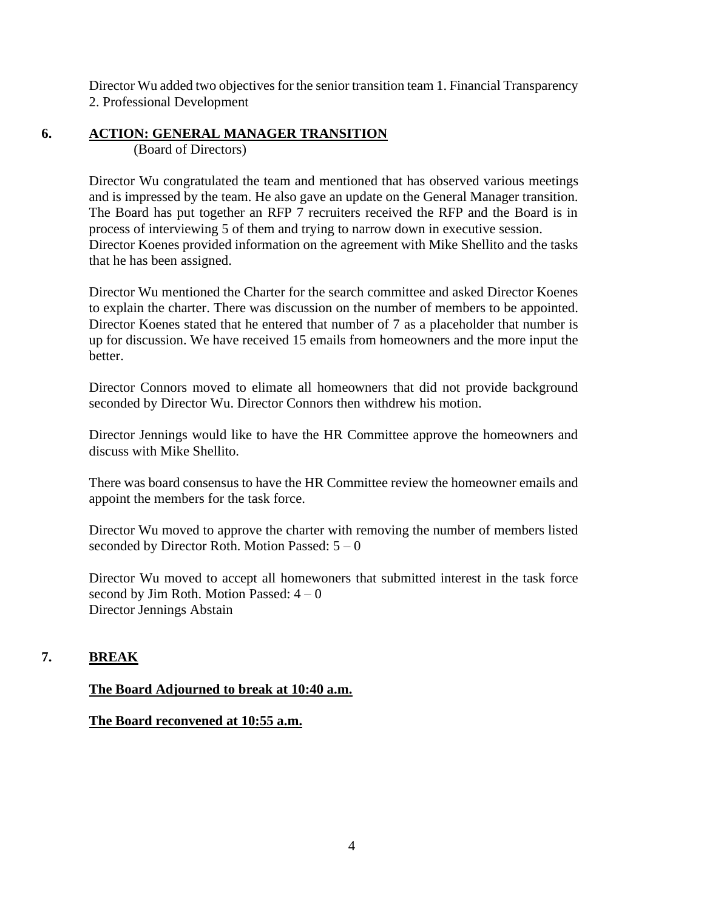Director Wu added two objectives for the senior transition team 1. Financial Transparency 2. Professional Development

## 6. ACTION: GENERAL MANAGER TRANSITION

(Board of Directors)

Director Wu congratulated the team and mentioned that has observed various meetings and is impressed by the team. He also gave an update on the General Manager transition. The Board has put together an RFP 7 recruiters received the RFP and the Board is in process of interviewing 5 of them and trying to narrow down in executive session. Director Koenes provided information on the agreement with Mike Shellito and the tasks that he has been assigned.

Director Wu mentioned the Charter for the search committee and asked Director Koenes to explain the charter. There was discussion on the number of members to be appointed. Director Koenes stated that he entered that number of 7 as a placeholder that number is up for discussion. We have received 15 emails from homeowners and the more input the better.

Director Connors moved to elimate all homeowners that did not provide background seconded by Director Wu. Director Connors then withdrew his motion.

Director Jennings would like to have the HR Committee approve the homeowners and discuss with Mike Shellito.

There was board consensus to have the HR Committee review the homeowner emails and appoint the members for the task force.

Director Wu moved to approve the charter with removing the number of members listed seconded by Director Roth. Motion Passed: 5 – 0

Director Wu moved to accept all homewoners that submitted interest in the task force second by Jim Roth. Motion Passed: 4 – 0
Director Jennings Abstain

## 7. BREAK

**The Board Adjourned to break at 10:40 a.m.**

**The Board reconvened at 10:55 a.m.**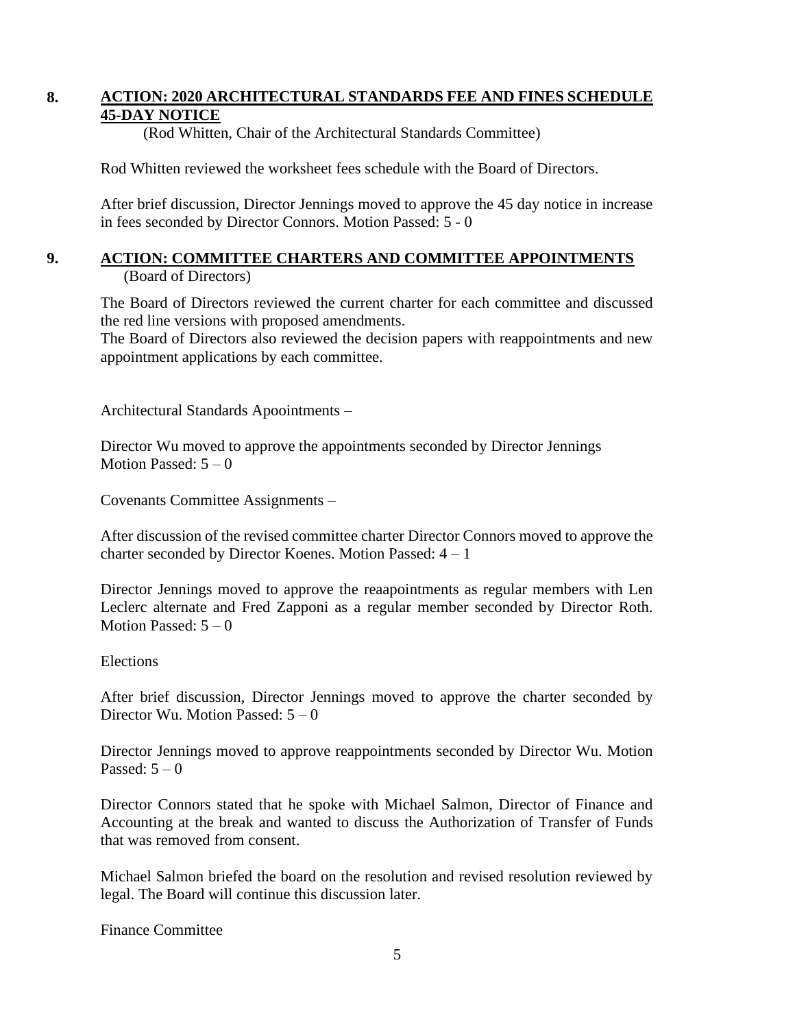**8. ACTION: 2020 ARCHITECTURAL STANDARDS FEE AND FINES SCHEDULE 45-DAY NOTICE**

(Rod Whitten, Chair of the Architectural Standards Committee)

Rod Whitten reviewed the worksheet fees schedule with the Board of Directors.

After brief discussion, Director Jennings moved to approve the 45 day notice in increase in fees seconded by Director Connors. Motion Passed: 5 - 0

**9. ACTION: COMMITTEE CHARTERS AND COMMITTEE APPOINTMENTS**

(Board of Directors)

The Board of Directors reviewed the current charter for each committee and discussed the red line versions with proposed amendments.
The Board of Directors also reviewed the decision papers with reappointments and new appointment applications by each committee.

Architectural Standards Apoointments –

Director Wu moved to approve the appointments seconded by Director Jennings
Motion Passed: 5 – 0

Covenants Committee Assignments –

After discussion of the revised committee charter Director Connors moved to approve the charter seconded by Director Koenes. Motion Passed: 4 – 1

Director Jennings moved to approve the reaapointments as regular members with Len Leclerc alternate and Fred Zapponi as a regular member seconded by Director Roth. Motion Passed: 5 – 0

Elections

After brief discussion, Director Jennings moved to approve the charter seconded by Director Wu. Motion Passed: 5 – 0

Director Jennings moved to approve reappointments seconded by Director Wu. Motion Passed: 5 – 0

Director Connors stated that he spoke with Michael Salmon, Director of Finance and Accounting at the break and wanted to discuss the Authorization of Transfer of Funds that was removed from consent.

Michael Salmon briefed the board on the resolution and revised resolution reviewed by legal. The Board will continue this discussion later.

Finance Committee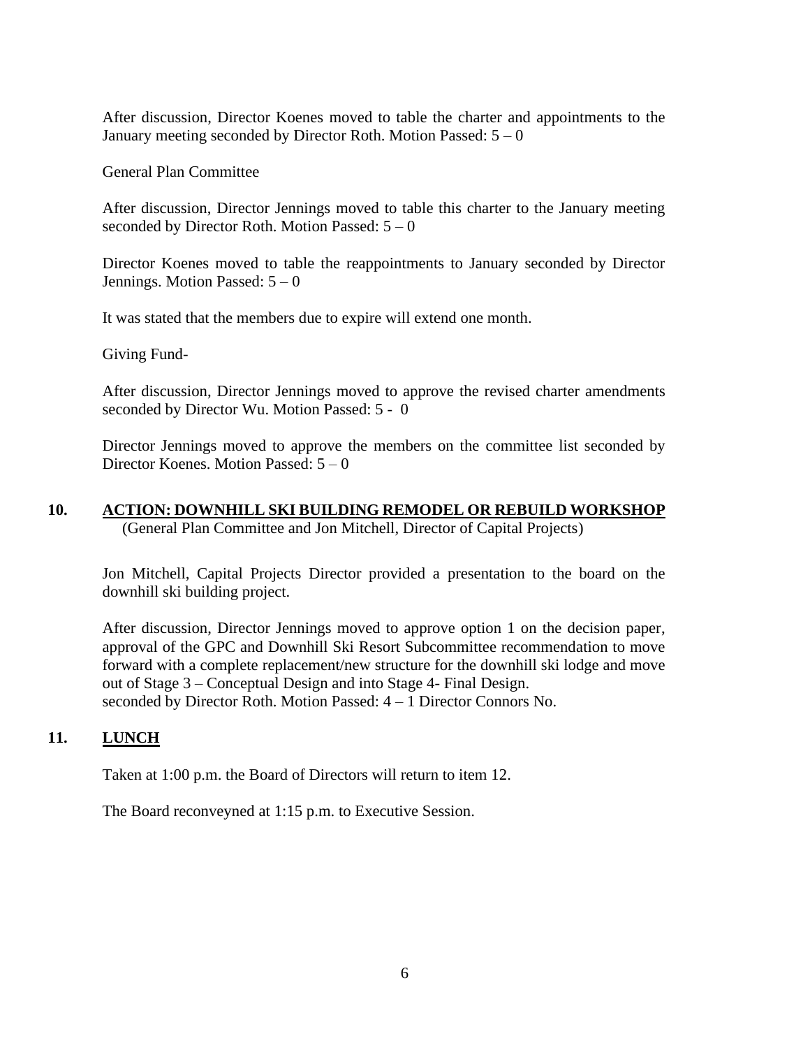After discussion, Director Koenes moved to table the charter and appointments to the January meeting seconded by Director Roth. Motion Passed: 5 – 0

General Plan Committee

After discussion, Director Jennings moved to table this charter to the January meeting seconded by Director Roth. Motion Passed: 5 – 0

Director Koenes moved to table the reappointments to January seconded by Director Jennings. Motion Passed: 5 – 0

It was stated that the members due to expire will extend one month.

Giving Fund-

After discussion, Director Jennings moved to approve the revised charter amendments seconded by Director Wu. Motion Passed: 5 - 0

Director Jennings moved to approve the members on the committee list seconded by Director Koenes. Motion Passed: 5 – 0

## 10. <u>ACTION: DOWNHILL SKI BUILDING REMODEL OR REBUILD WORKSHOP</u>

(General Plan Committee and Jon Mitchell, Director of Capital Projects)

Jon Mitchell, Capital Projects Director provided a presentation to the board on the downhill ski building project.

After discussion, Director Jennings moved to approve option 1 on the decision paper, approval of the GPC and Downhill Ski Resort Subcommittee recommendation to move forward with a complete replacement/new structure for the downhill ski lodge and move out of Stage 3 – Conceptual Design and into Stage 4- Final Design.
seconded by Director Roth. Motion Passed: 4 – 1 Director Connors No.

## 11. <u>LUNCH</u>

Taken at 1:00 p.m. the Board of Directors will return to item 12.

The Board reconveyned at 1:15 p.m. to Executive Session.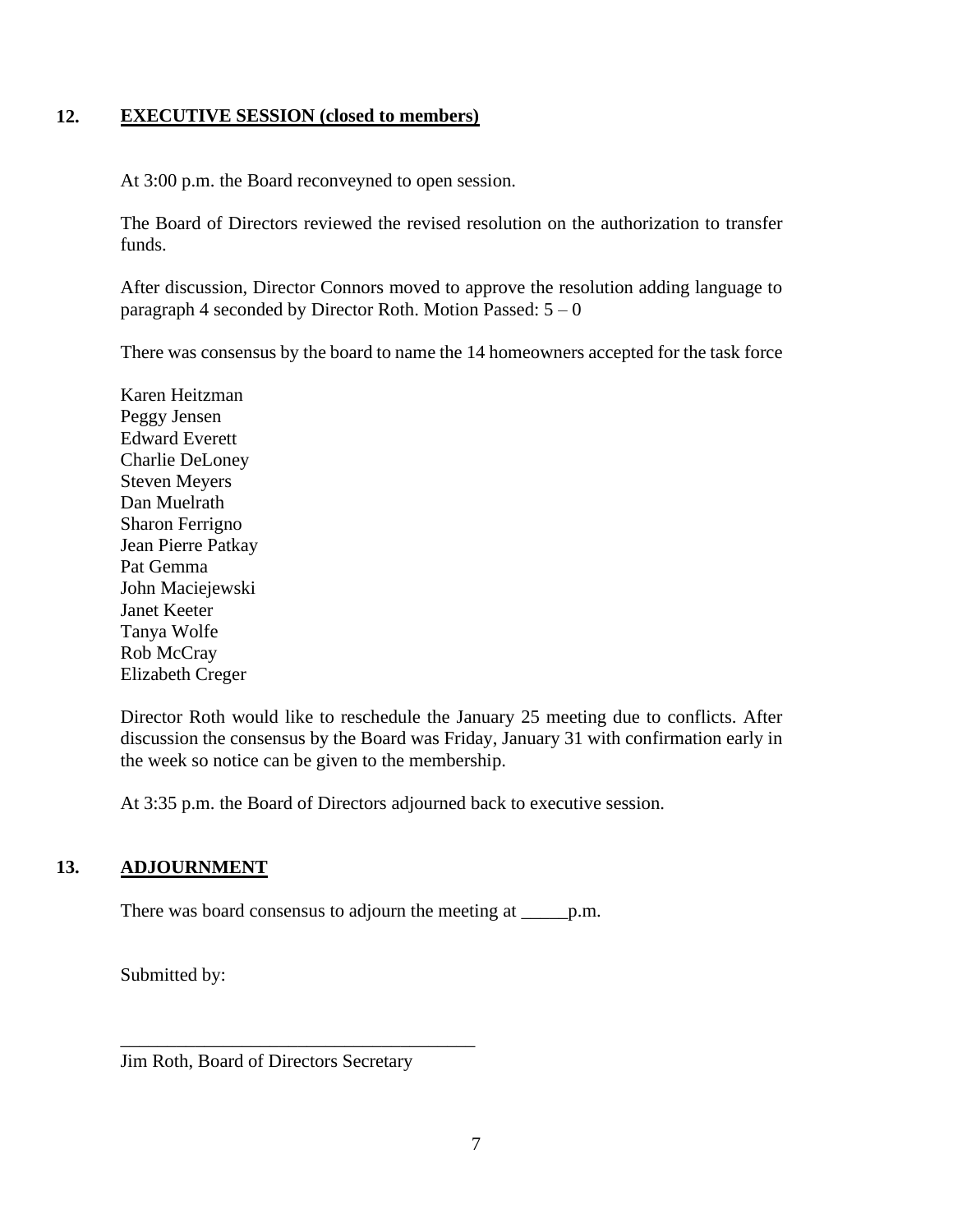## 12. EXECUTIVE SESSION (closed to members)

At 3:00 p.m. the Board reconveyned to open session.

The Board of Directors reviewed the revised resolution on the authorization to transfer funds.

After discussion, Director Connors moved to approve the resolution adding language to paragraph 4 seconded by Director Roth. Motion Passed: 5 – 0

There was consensus by the board to name the 14 homeowners accepted for the task force

Karen Heitzman
Peggy Jensen
Edward Everett
Charlie DeLoney
Steven Meyers
Dan Muelrath
Sharon Ferrigno
Jean Pierre Patkay
Pat Gemma
John Maciejewski
Janet Keeter
Tanya Wolfe
Rob McCray
Elizabeth Creger

Director Roth would like to reschedule the January 25 meeting due to conflicts. After discussion the consensus by the Board was Friday, January 31 with confirmation early in the week so notice can be given to the membership.

At 3:35 p.m. the Board of Directors adjourned back to executive session.

## 13. ADJOURNMENT

There was board consensus to adjourn the meeting at _____p.m.

Submitted by:

_______________________________________
Jim Roth, Board of Directors Secretary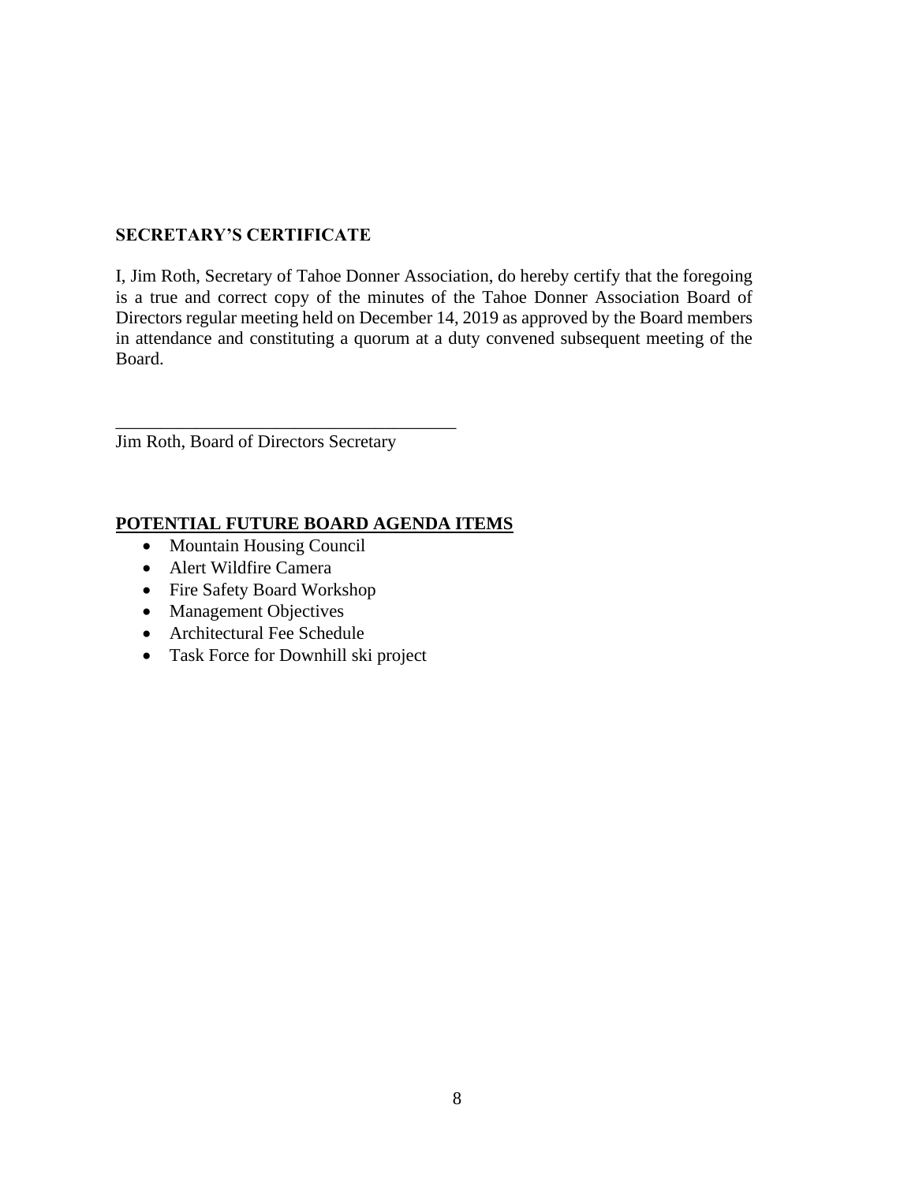**SECRETARY'S CERTIFICATE**

I, Jim Roth, Secretary of Tahoe Donner Association, do hereby certify that the foregoing is a true and correct copy of the minutes of the Tahoe Donner Association Board of Directors regular meeting held on December 14, 2019 as approved by the Board members in attendance and constituting a quorum at a duty convened subsequent meeting of the Board.

_______________________________________

Jim Roth, Board of Directors Secretary

**POTENTIAL FUTURE BOARD AGENDA ITEMS**

- Mountain Housing Council
- Alert Wildfire Camera
- Fire Safety Board Workshop
- Management Objectives
- Architectural Fee Schedule
- Task Force for Downhill ski project